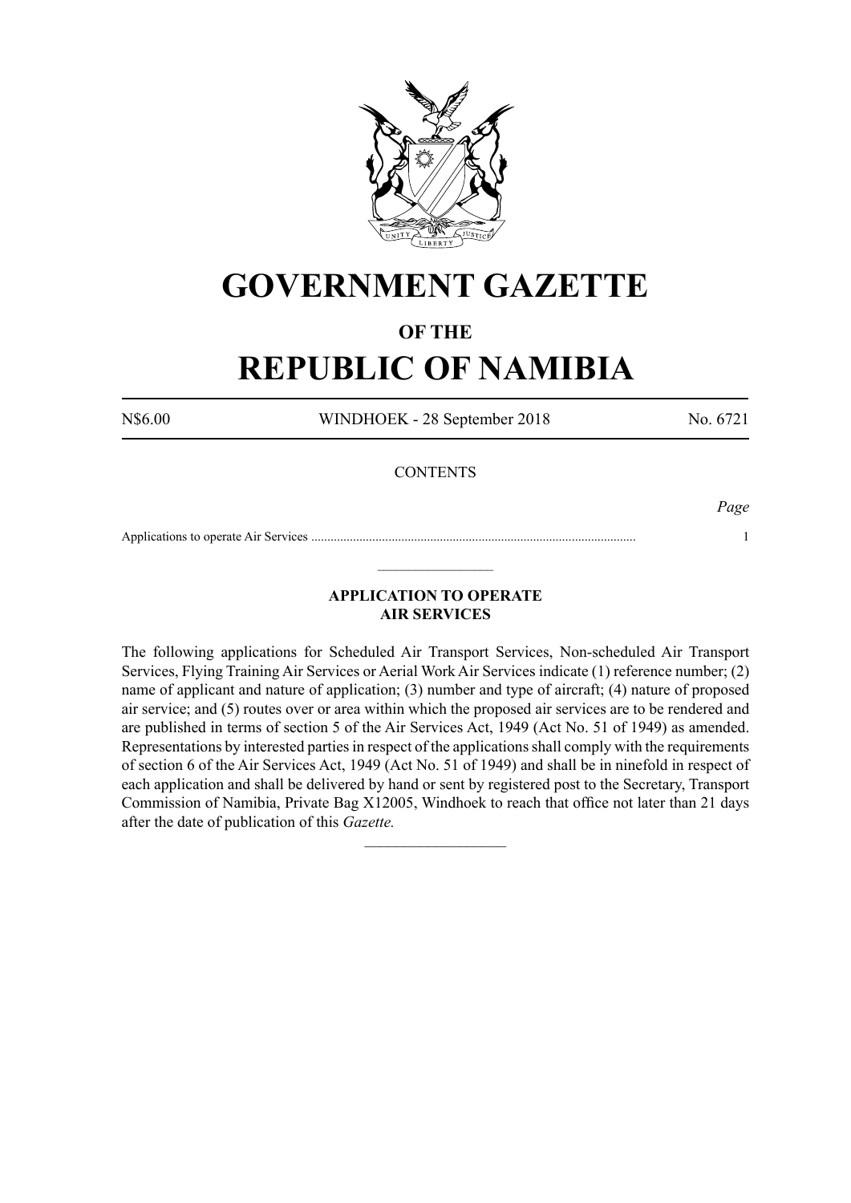# GOVERNMENT GAZETTE

## OF THE

# REPUBLIC OF NAMIBIA

N$6.00 WINDHOEK - 28 September 2018 No. 6721

CONTENTS

| | *Page* |
|---|---|
| Applications to operate Air Services .................................................................................................... | 1 |

---

### APPLICATION TO OPERATE AIR SERVICES

The following applications for Scheduled Air Transport Services, Non-scheduled Air Transport Services, Flying Training Air Services or Aerial Work Air Services indicate (1) reference number; (2) name of applicant and nature of application; (3) number and type of aircraft; (4) nature of proposed air service; and (5) routes over or area within which the proposed air services are to be rendered and are published in terms of section 5 of the Air Services Act, 1949 (Act No. 51 of 1949) as amended. Representations by interested parties in respect of the applications shall comply with the requirements of section 6 of the Air Services Act, 1949 (Act No. 51 of 1949) and shall be in ninefold in respect of each application and shall be delivered by hand or sent by registered post to the Secretary, Transport Commission of Namibia, Private Bag X12005, Windhoek to reach that office not later than 21 days after the date of publication of this *Gazette.*

---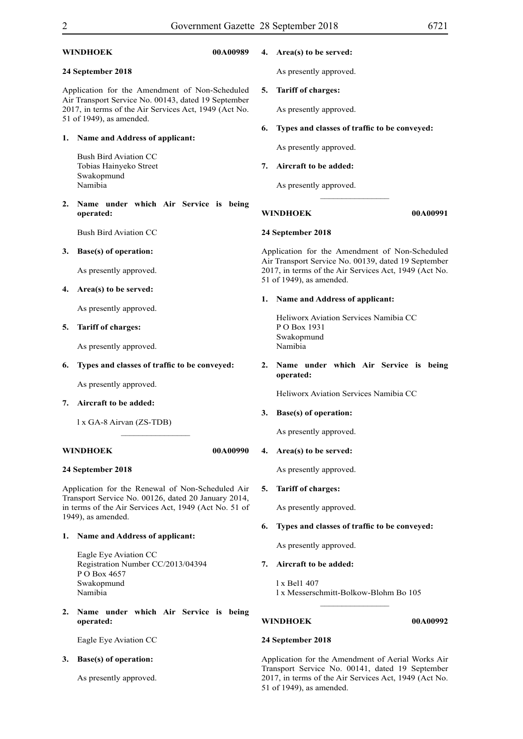**WINDHOEK** **00A00989**

**24 September 2018**

Application for the Amendment of Non-Scheduled Air Transport Service No. 00143, dated 19 September 2017, in terms of the Air Services Act, 1949 (Act No. 51 of 1949), as amended.

**1. Name and Address of applicant:**

Bush Bird Aviation CC
Tobias Hainyeko Street
Swakopmund
Namibia

**2. Name under which Air Service is being operated:**

Bush Bird Aviation CC

**3. Base(s) of operation:**

As presently approved.

**4. Area(s) to be served:**

As presently approved.

**5. Tariff of charges:**

As presently approved.

**6. Types and classes of traffic to be conveyed:**

As presently approved.

**7. Aircraft to be added:**

l x GA-8 Airvan (ZS-TDB)

---

**WINDHOEK** **00A00990**

**24 September 2018**

Application for the Renewal of Non-Scheduled Air Transport Service No. 00126, dated 20 January 2014, in terms of the Air Services Act, 1949 (Act No. 51 of 1949), as amended.

**1. Name and Address of applicant:**

Eagle Eye Aviation CC
Registration Number CC/2013/04394
P O Box 4657
Swakopmund
Namibia

**2. Name under which Air Service is being operated:**

Eagle Eye Aviation CC

**3. Base(s) of operation:**

As presently approved.

**4. Area(s) to be served:**

As presently approved.

**5. Tariff of charges:**

As presently approved.

**6. Types and classes of traffic to be conveyed:**

As presently approved.

**7. Aircraft to be added:**

As presently approved.

---

**WINDHOEK** **00A00991**

**24 September 2018**

Application for the Amendment of Non-Scheduled Air Transport Service No. 00139, dated 19 September 2017, in terms of the Air Services Act, 1949 (Act No. 51 of 1949), as amended.

**1. Name and Address of applicant:**

Heliworx Aviation Services Namibia CC
P O Box 1931
Swakopmund
Namibia

**2. Name under which Air Service is being operated:**

Heliworx Aviation Services Namibia CC

**3. Base(s) of operation:**

As presently approved.

**4. Area(s) to be served:**

As presently approved.

**5. Tariff of charges:**

As presently approved.

**6. Types and classes of traffic to be conveyed:**

As presently approved.

**7. Aircraft to be added:**

l x Bel1 407
l x Messerschmitt-Bolkow-Blohm Bo 105

---

**WINDHOEK** **00A00992**

**24 September 2018**

Application for the Amendment of Aerial Works Air Transport Service No. 00141, dated 19 September 2017, in terms of the Air Services Act, 1949 (Act No. 51 of 1949), as amended.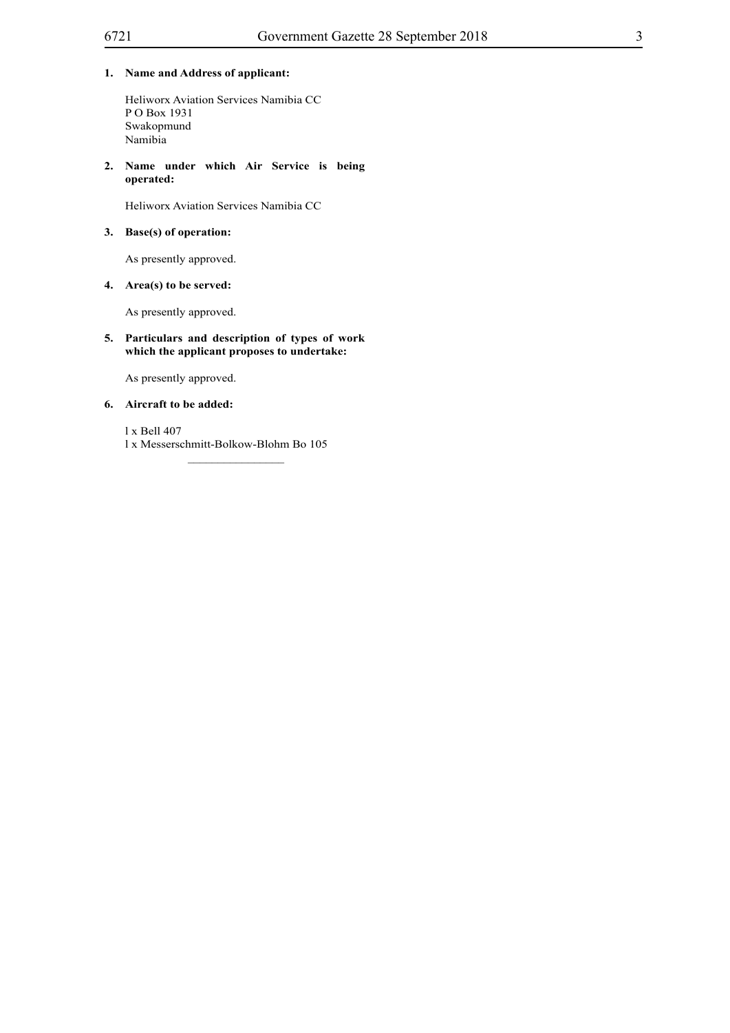**1. Name and Address of applicant:**

Heliworx Aviation Services Namibia CC
P O Box 1931
Swakopmund
Namibia

**2. Name under which Air Service is being operated:**

Heliworx Aviation Services Namibia CC

**3. Base(s) of operation:**

As presently approved.

**4. Area(s) to be served:**

As presently approved.

**5. Particulars and description of types of work which the applicant proposes to undertake:**

As presently approved.

**6. Aircraft to be added:**

l x Bell 407
l x Messerschmitt-Bolkow-Blohm Bo 105

---